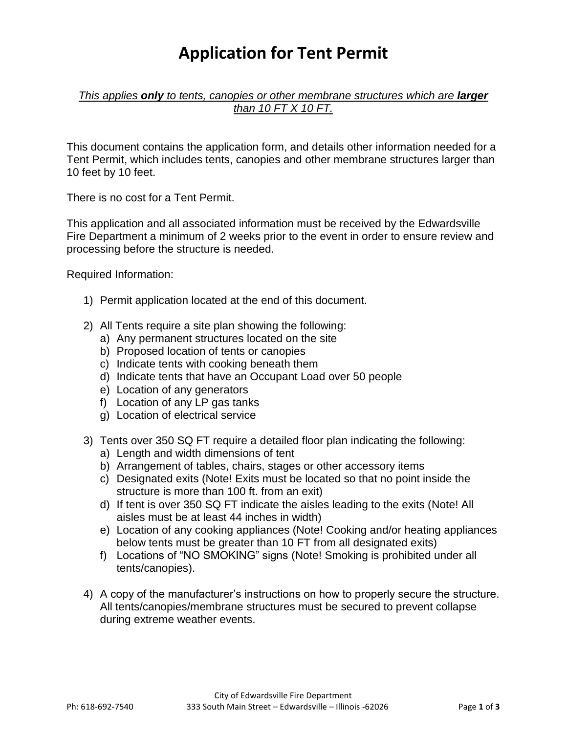# Application for Tent Permit

*This applies **only** to tents, canopies or other membrane structures which are **larger** than 10 FT X 10 FT.*

This document contains the application form, and details other information needed for a Tent Permit, which includes tents, canopies and other membrane structures larger than 10 feet by 10 feet.

There is no cost for a Tent Permit.

This application and all associated information must be received by the Edwardsville Fire Department a minimum of 2 weeks prior to the event in order to ensure review and processing before the structure is needed.

Required Information:

1) Permit application located at the end of this document.

2) All Tents require a site plan showing the following:
   a) Any permanent structures located on the site
   b) Proposed location of tents or canopies
   c) Indicate tents with cooking beneath them
   d) Indicate tents that have an Occupant Load over 50 people
   e) Location of any generators
   f) Location of any LP gas tanks
   g) Location of electrical service

3) Tents over 350 SQ FT require a detailed floor plan indicating the following:
   a) Length and width dimensions of tent
   b) Arrangement of tables, chairs, stages or other accessory items
   c) Designated exits (Note! Exits must be located so that no point inside the structure is more than 100 ft. from an exit)
   d) If tent is over 350 SQ FT indicate the aisles leading to the exits (Note! All aisles must be at least 44 inches in width)
   e) Location of any cooking appliances (Note! Cooking and/or heating appliances below tents must be greater than 10 FT from all designated exits)
   f) Locations of "NO SMOKING" signs (Note! Smoking is prohibited under all tents/canopies).

4) A copy of the manufacturer's instructions on how to properly secure the structure. All tents/canopies/membrane structures must be secured to prevent collapse during extreme weather events.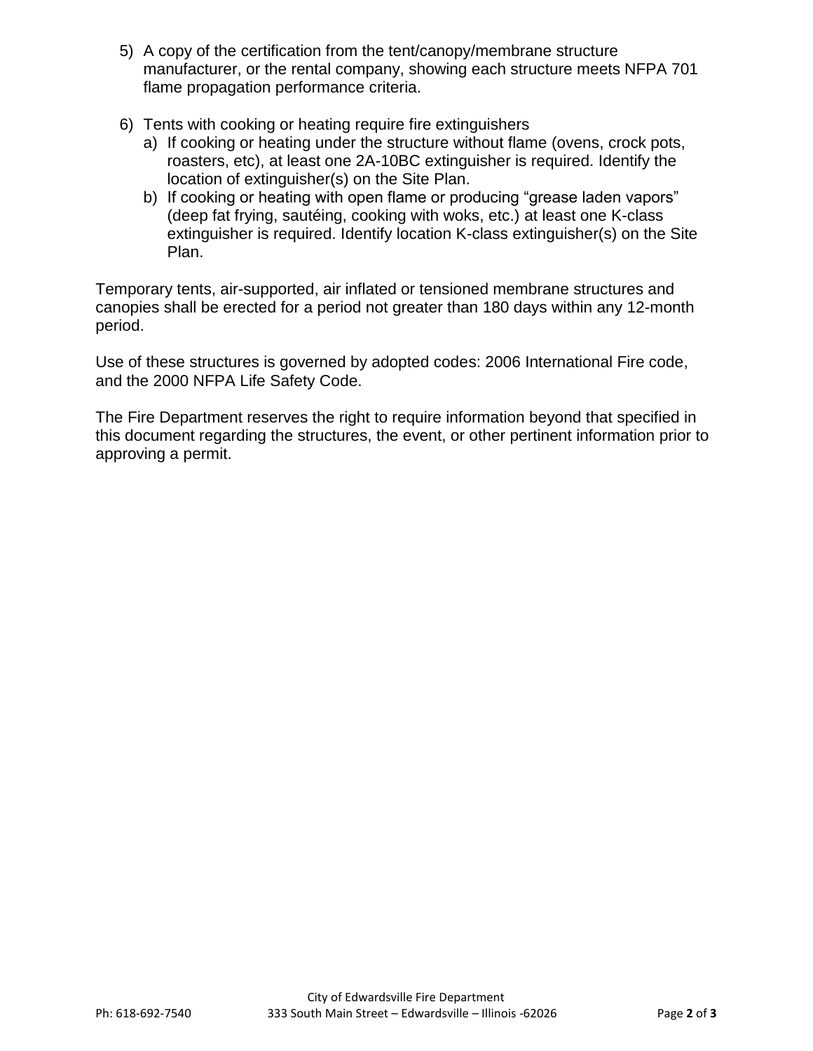5) A copy of the certification from the tent/canopy/membrane structure manufacturer, or the rental company, showing each structure meets NFPA 701 flame propagation performance criteria.

6) Tents with cooking or heating require fire extinguishers
   a) If cooking or heating under the structure without flame (ovens, crock pots, roasters, etc), at least one 2A-10BC extinguisher is required. Identify the location of extinguisher(s) on the Site Plan.
   b) If cooking or heating with open flame or producing “grease laden vapors” (deep fat frying, sautéing, cooking with woks, etc.) at least one K-class extinguisher is required. Identify location K-class extinguisher(s) on the Site Plan.

Temporary tents, air-supported, air inflated or tensioned membrane structures and canopies shall be erected for a period not greater than 180 days within any 12-month period.

Use of these structures is governed by adopted codes: 2006 International Fire code, and the 2000 NFPA Life Safety Code.

The Fire Department reserves the right to require information beyond that specified in this document regarding the structures, the event, or other pertinent information prior to approving a permit.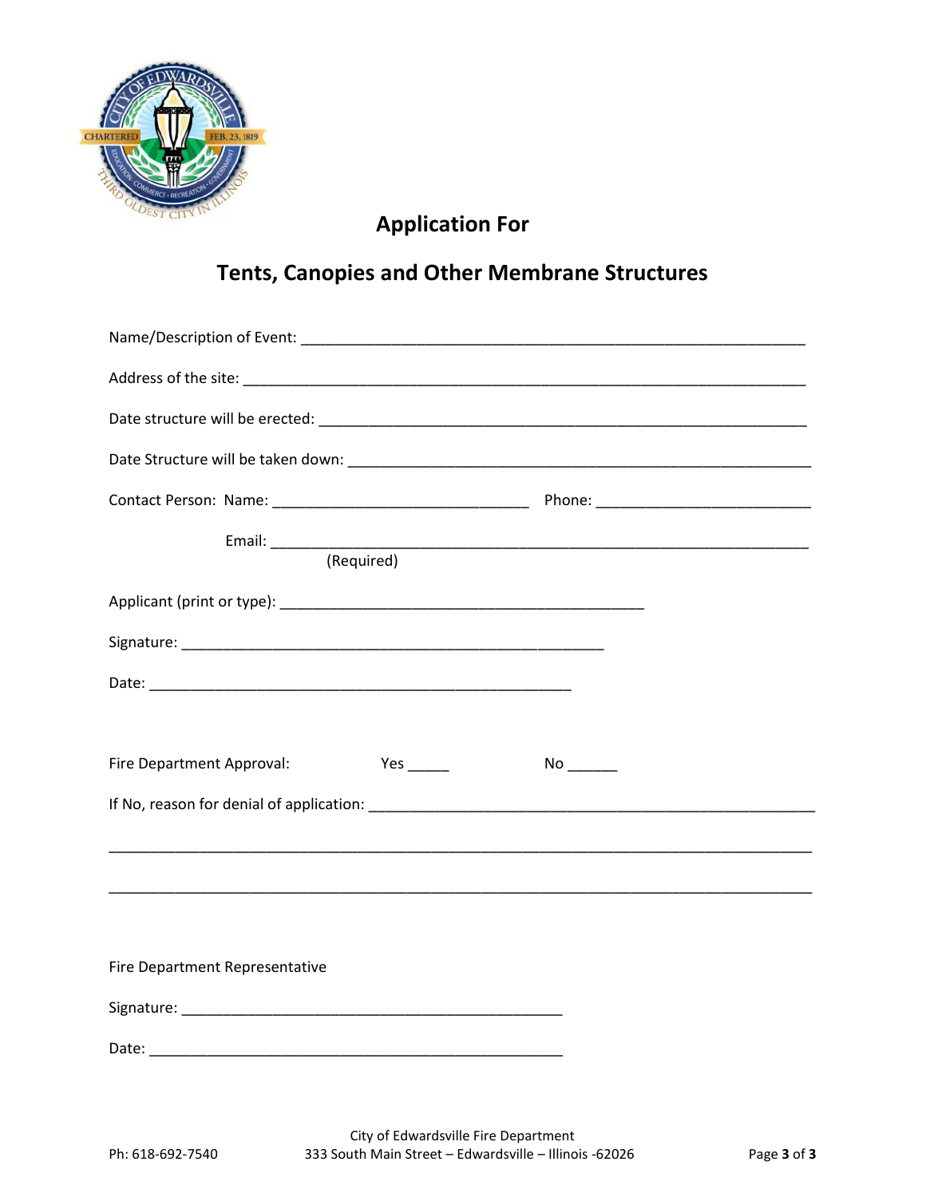## Application For

## Tents, Canopies and Other Membrane Structures

Name/Description of Event: ____________________________________________________________

Address of the site: ____________________________________________________________________

Date structure will be erected: _________________________________________________________

Date Structure will be taken down: ______________________________________________________

Contact Person: Name: _____________________________ Phone: ________________________

Email: ______________________________________________________________
(Required)

Applicant (print or type): __________________________________________

Signature: __________________________________________________

Date: __________________________________________________

Fire Department Approval: Yes _____ No ______

If No, reason for denial of application: _____________________________________________________

____________________________________________________________________________________

____________________________________________________________________________________

Fire Department Representative

Signature: _____________________________________________

Date: _________________________________________________

City of Edwardsville Fire Department
Ph: 618-692-7540 333 South Main Street – Edwardsville – Illinois -62026